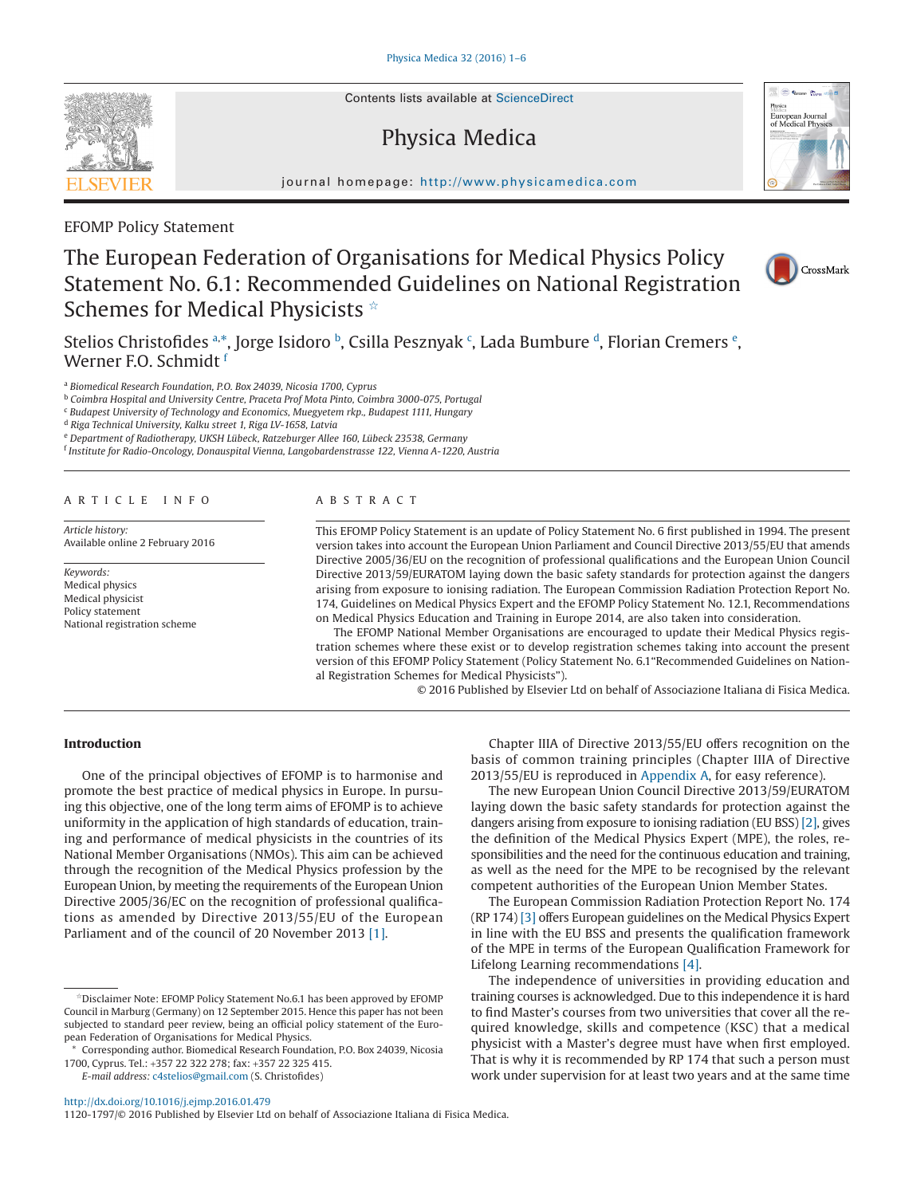EFOMP Policy Statement

# The European Federation of Organisations for Medical Physics Policy Statement No. 6.1: Recommended Guidelines on National Registration Schemes for Medical Physicists ☆

Stelios Christofides [a,*], Jorge Isidoro [b], Csilla Pesznyak [c], Lada Bumbure [d], Florian Cremers [e], Werner F.O. Schmidt [f]

[a] Biomedical Research Foundation, P.O. Box 24039, Nicosia 1700, Cyprus
[b] Coimbra Hospital and University Centre, Praceta Prof Mota Pinto, Coimbra 3000-075, Portugal
[c] Budapest University of Technology and Economics, Muegyetem rkp., Budapest 1111, Hungary
[d] Riga Technical University, Kalku street 1, Riga LV-1658, Latvia
[e] Department of Radiotherapy, UKSH Lübeck, Ratzeburger Allee 160, Lübeck 23538, Germany
[f] Institute for Radio-Oncology, Donauspital Vienna, Langobardenstrasse 122, Vienna A-1220, Austria

## ARTICLE INFO

*Article history:*
Available online 2 February 2016

*Keywords:*
Medical physics
Medical physicist
Policy statement
National registration scheme

## ABSTRACT

This EFOMP Policy Statement is an update of Policy Statement No. 6 first published in 1994. The present version takes into account the European Union Parliament and Council Directive 2013/55/EU that amends Directive 2005/36/EU on the recognition of professional qualifications and the European Union Council Directive 2013/59/EURATOM laying down the basic safety standards for protection against the dangers arising from exposure to ionising radiation. The European Commission Radiation Protection Report No. 174, Guidelines on Medical Physics Expert and the EFOMP Policy Statement No. 12.1, Recommendations on Medical Physics Education and Training in Europe 2014, are also taken into consideration.

The EFOMP National Member Organisations are encouraged to update their Medical Physics registration schemes where these exist or to develop registration schemes taking into account the present version of this EFOMP Policy Statement (Policy Statement No. 6.1"Recommended Guidelines on National Registration Schemes for Medical Physicists").

© 2016 Published by Elsevier Ltd on behalf of Associazione Italiana di Fisica Medica.

## Introduction

One of the principal objectives of EFOMP is to harmonise and promote the best practice of medical physics in Europe. In pursuing this objective, one of the long term aims of EFOMP is to achieve uniformity in the application of high standards of education, training and performance of medical physicists in the countries of its National Member Organisations (NMOs). This aim can be achieved through the recognition of the Medical Physics profession by the European Union, by meeting the requirements of the European Union Directive 2005/36/EC on the recognition of professional qualifications as amended by Directive 2013/55/EU of the European Parliament and of the council of 20 November 2013 [1].

Chapter IIIA of Directive 2013/55/EU offers recognition on the basis of common training principles (Chapter IIIA of Directive 2013/55/EU is reproduced in Appendix A, for easy reference).

The new European Union Council Directive 2013/59/EURATOM laying down the basic safety standards for protection against the dangers arising from exposure to ionising radiation (EU BSS) [2], gives the definition of the Medical Physics Expert (MPE), the roles, responsibilities and the need for the continuous education and training, as well as the need for the MPE to be recognised by the relevant competent authorities of the European Union Member States.

The European Commission Radiation Protection Report No. 174 (RP 174) [3] offers European guidelines on the Medical Physics Expert in line with the EU BSS and presents the qualification framework of the MPE in terms of the European Qualification Framework for Lifelong Learning recommendations [4].

The independence of universities in providing education and training courses is acknowledged. Due to this independence it is hard to find Master's courses from two universities that cover all the required knowledge, skills and competence (KSC) that a medical physicist with a Master's degree must have when first employed. That is why it is recommended by RP 174 that such a person must work under supervision for at least two years and at the same time

☆Disclaimer Note: EFOMP Policy Statement No.6.1 has been approved by EFOMP Council in Marburg (Germany) on 12 September 2015. Hence this paper has not been subjected to standard peer review, being an official policy statement of the European Federation of Organisations for Medical Physics.

\* Corresponding author. Biomedical Research Foundation, P.O. Box 24039, Nicosia 1700, Cyprus. Tel.: +357 22 322 278; fax: +357 22 325 415.
*E-mail address:* c4stelios@gmail.com (S. Christofides)

http://dx.doi.org/10.1016/j.ejmp.2016.01.479
1120-1797/© 2016 Published by Elsevier Ltd on behalf of Associazione Italiana di Fisica Medica.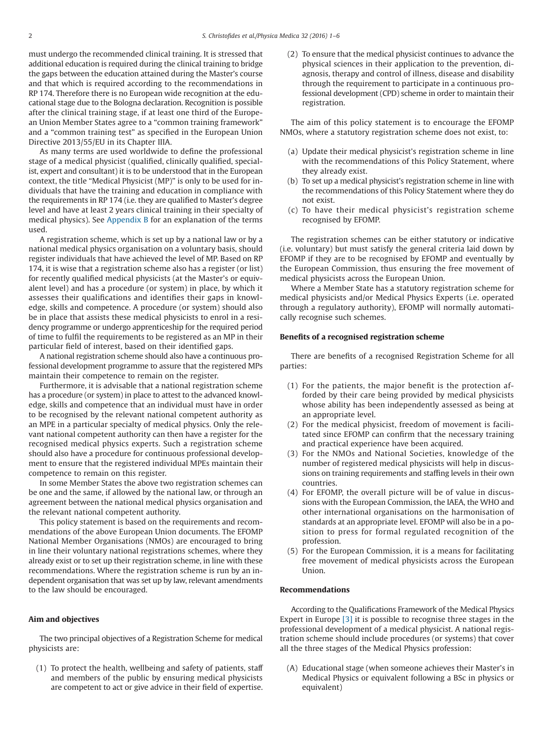must undergo the recommended clinical training. It is stressed that additional education is required during the clinical training to bridge the gaps between the education attained during the Master's course and that which is required according to the recommendations in RP 174. Therefore there is no European wide recognition at the educational stage due to the Bologna declaration. Recognition is possible after the clinical training stage, if at least one third of the European Union Member States agree to a "common training framework" and a "common training test" as specified in the European Union Directive 2013/55/EU in its Chapter IIIA.

As many terms are used worldwide to define the professional stage of a medical physicist (qualified, clinically qualified, specialist, expert and consultant) it is to be understood that in the European context, the title "Medical Physicist (MP)" is only to be used for individuals that have the training and education in compliance with the requirements in RP 174 (i.e. they are qualified to Master's degree level and have at least 2 years clinical training in their specialty of medical physics). See Appendix B for an explanation of the terms used.

A registration scheme, which is set up by a national law or by a national medical physics organisation on a voluntary basis, should register individuals that have achieved the level of MP. Based on RP 174, it is wise that a registration scheme also has a register (or list) for recently qualified medical physicists (at the Master's or equivalent level) and has a procedure (or system) in place, by which it assesses their qualifications and identifies their gaps in knowledge, skills and competence. A procedure (or system) should also be in place that assists these medical physicists to enrol in a residency programme or undergo apprenticeship for the required period of time to fulfil the requirements to be registered as an MP in their particular field of interest, based on their identified gaps.

A national registration scheme should also have a continuous professional development programme to assure that the registered MPs maintain their competence to remain on the register.

Furthermore, it is advisable that a national registration scheme has a procedure (or system) in place to attest to the advanced knowledge, skills and competence that an individual must have in order to be recognised by the relevant national competent authority as an MPE in a particular specialty of medical physics. Only the relevant national competent authority can then have a register for the recognised medical physics experts. Such a registration scheme should also have a procedure for continuous professional development to ensure that the registered individual MPEs maintain their competence to remain on this register.

In some Member States the above two registration schemes can be one and the same, if allowed by the national law, or through an agreement between the national medical physics organisation and the relevant national competent authority.

This policy statement is based on the requirements and recommendations of the above European Union documents. The EFOMP National Member Organisations (NMOs) are encouraged to bring in line their voluntary national registrations schemes, where they already exist or to set up their registration scheme, in line with these recommendations. Where the registration scheme is run by an independent organisation that was set up by law, relevant amendments to the law should be encouraged.

## Aim and objectives

The two principal objectives of a Registration Scheme for medical physicists are:

(1) To protect the health, wellbeing and safety of patients, staff and members of the public by ensuring medical physicists are competent to act or give advice in their field of expertise.

(2) To ensure that the medical physicist continues to advance the physical sciences in their application to the prevention, diagnosis, therapy and control of illness, disease and disability through the requirement to participate in a continuous professional development (CPD) scheme in order to maintain their registration.

The aim of this policy statement is to encourage the EFOMP NMOs, where a statutory registration scheme does not exist, to:

(a) Update their medical physicist's registration scheme in line with the recommendations of this Policy Statement, where they already exist.

(b) To set up a medical physicist's registration scheme in line with the recommendations of this Policy Statement where they do not exist.

(c) To have their medical physicist's registration scheme recognised by EFOMP.

The registration schemes can be either statutory or indicative (i.e. voluntary) but must satisfy the general criteria laid down by EFOMP if they are to be recognised by EFOMP and eventually by the European Commission, thus ensuring the free movement of medical physicists across the European Union.

Where a Member State has a statutory registration scheme for medical physicists and/or Medical Physics Experts (i.e. operated through a regulatory authority), EFOMP will normally automatically recognise such schemes.

## Benefits of a recognised registration scheme

There are benefits of a recognised Registration Scheme for all parties:

(1) For the patients, the major benefit is the protection afforded by their care being provided by medical physicists whose ability has been independently assessed as being at an appropriate level.

(2) For the medical physicist, freedom of movement is facilitated since EFOMP can confirm that the necessary training and practical experience have been acquired.

(3) For the NMOs and National Societies, knowledge of the number of registered medical physicists will help in discussions on training requirements and staffing levels in their own countries.

(4) For EFOMP, the overall picture will be of value in discussions with the European Commission, the IAEA, the WHO and other international organisations on the harmonisation of standards at an appropriate level. EFOMP will also be in a position to press for formal regulated recognition of the profession.

(5) For the European Commission, it is a means for facilitating free movement of medical physicists across the European Union.

## Recommendations

According to the Qualifications Framework of the Medical Physics Expert in Europe [3] it is possible to recognise three stages in the professional development of a medical physicist. A national registration scheme should include procedures (or systems) that cover all the three stages of the Medical Physics profession:

(A) Educational stage (when someone achieves their Master's in Medical Physics or equivalent following a BSc in physics or equivalent)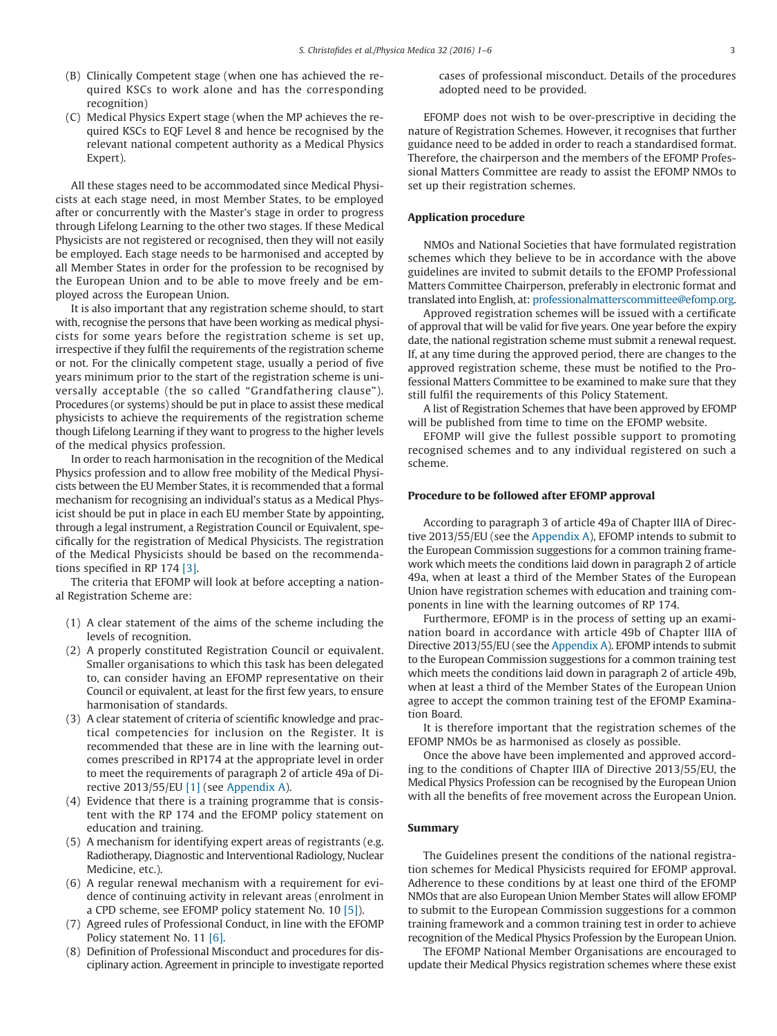(B) Clinically Competent stage (when one has achieved the required KSCs to work alone and has the corresponding recognition)

(C) Medical Physics Expert stage (when the MP achieves the required KSCs to EQF Level 8 and hence be recognised by the relevant national competent authority as a Medical Physics Expert).

All these stages need to be accommodated since Medical Physicists at each stage need, in most Member States, to be employed after or concurrently with the Master's stage in order to progress through Lifelong Learning to the other two stages. If these Medical Physicists are not registered or recognised, then they will not easily be employed. Each stage needs to be harmonised and accepted by all Member States in order for the profession to be recognised by the European Union and to be able to move freely and be employed across the European Union.

It is also important that any registration scheme should, to start with, recognise the persons that have been working as medical physicists for some years before the registration scheme is set up, irrespective if they fulfil the requirements of the registration scheme or not. For the clinically competent stage, usually a period of five years minimum prior to the start of the registration scheme is universally acceptable (the so called "Grandfathering clause"). Procedures (or systems) should be put in place to assist these medical physicists to achieve the requirements of the registration scheme though Lifelong Learning if they want to progress to the higher levels of the medical physics profession.

In order to reach harmonisation in the recognition of the Medical Physics profession and to allow free mobility of the Medical Physicists between the EU Member States, it is recommended that a formal mechanism for recognising an individual's status as a Medical Physicist should be put in place in each EU member State by appointing, through a legal instrument, a Registration Council or Equivalent, specifically for the registration of Medical Physicists. The registration of the Medical Physicists should be based on the recommendations specified in RP 174 [3].

The criteria that EFOMP will look at before accepting a national Registration Scheme are:

(1) A clear statement of the aims of the scheme including the levels of recognition.
(2) A properly constituted Registration Council or equivalent. Smaller organisations to which this task has been delegated to, can consider having an EFOMP representative on their Council or equivalent, at least for the first few years, to ensure harmonisation of standards.
(3) A clear statement of criteria of scientific knowledge and practical competencies for inclusion on the Register. It is recommended that these are in line with the learning outcomes prescribed in RP174 at the appropriate level in order to meet the requirements of paragraph 2 of article 49a of Directive 2013/55/EU [1] (see Appendix A).
(4) Evidence that there is a training programme that is consistent with the RP 174 and the EFOMP policy statement on education and training.
(5) A mechanism for identifying expert areas of registrants (e.g. Radiotherapy, Diagnostic and Interventional Radiology, Nuclear Medicine, etc.).
(6) A regular renewal mechanism with a requirement for evidence of continuing activity in relevant areas (enrolment in a CPD scheme, see EFOMP policy statement No. 10 [5]).
(7) Agreed rules of Professional Conduct, in line with the EFOMP Policy statement No. 11 [6].
(8) Definition of Professional Misconduct and procedures for disciplinary action. Agreement in principle to investigate reported cases of professional misconduct. Details of the procedures adopted need to be provided.

EFOMP does not wish to be over-prescriptive in deciding the nature of Registration Schemes. However, it recognises that further guidance need to be added in order to reach a standardised format. Therefore, the chairperson and the members of the EFOMP Professional Matters Committee are ready to assist the EFOMP NMOs to set up their registration schemes.

## Application procedure

NMOs and National Societies that have formulated registration schemes which they believe to be in accordance with the above guidelines are invited to submit details to the EFOMP Professional Matters Committee Chairperson, preferably in electronic format and translated into English, at: professionalmatterscommittee@efomp.org.

Approved registration schemes will be issued with a certificate of approval that will be valid for five years. One year before the expiry date, the national registration scheme must submit a renewal request. If, at any time during the approved period, there are changes to the approved registration scheme, these must be notified to the Professional Matters Committee to be examined to make sure that they still fulfil the requirements of this Policy Statement.

A list of Registration Schemes that have been approved by EFOMP will be published from time to time on the EFOMP website.

EFOMP will give the fullest possible support to promoting recognised schemes and to any individual registered on such a scheme.

## Procedure to be followed after EFOMP approval

According to paragraph 3 of article 49a of Chapter IIIA of Directive 2013/55/EU (see the Appendix A), EFOMP intends to submit to the European Commission suggestions for a common training framework which meets the conditions laid down in paragraph 2 of article 49a, when at least a third of the Member States of the European Union have registration schemes with education and training components in line with the learning outcomes of RP 174.

Furthermore, EFOMP is in the process of setting up an examination board in accordance with article 49b of Chapter IIIA of Directive 2013/55/EU (see the Appendix A). EFOMP intends to submit to the European Commission suggestions for a common training test which meets the conditions laid down in paragraph 2 of article 49b, when at least a third of the Member States of the European Union agree to accept the common training test of the EFOMP Examination Board.

It is therefore important that the registration schemes of the EFOMP NMOs be as harmonised as closely as possible.

Once the above have been implemented and approved according to the conditions of Chapter IIIA of Directive 2013/55/EU, the Medical Physics Profession can be recognised by the European Union with all the benefits of free movement across the European Union.

## Summary

The Guidelines present the conditions of the national registration schemes for Medical Physicists required for EFOMP approval. Adherence to these conditions by at least one third of the EFOMP NMOs that are also European Union Member States will allow EFOMP to submit to the European Commission suggestions for a common training framework and a common training test in order to achieve recognition of the Medical Physics Profession by the European Union.

The EFOMP National Member Organisations are encouraged to update their Medical Physics registration schemes where these exist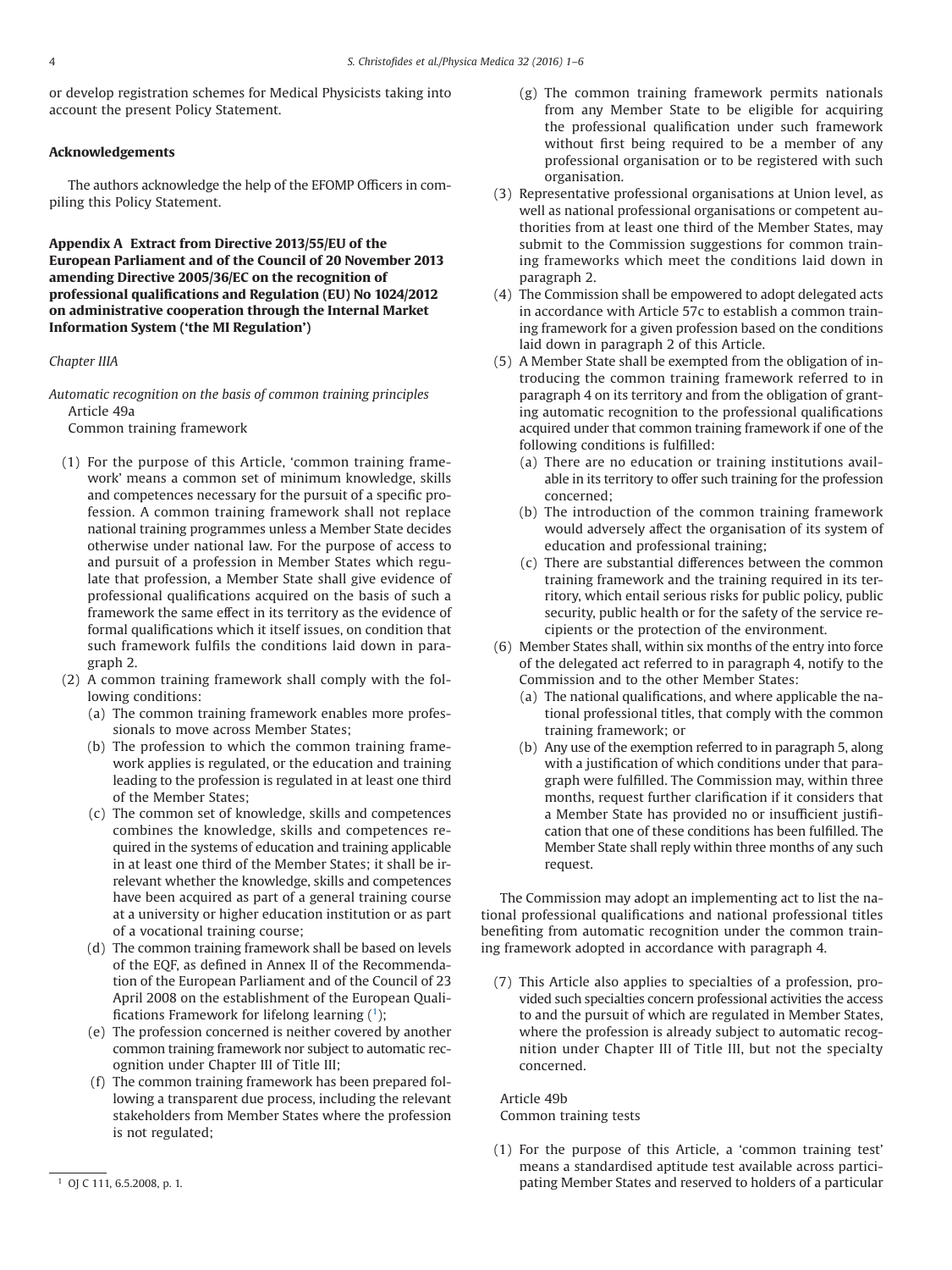or develop registration schemes for Medical Physicists taking into account the present Policy Statement.

## Acknowledgements

The authors acknowledge the help of the EFOMP Officers in compiling this Policy Statement.

## Appendix A Extract from Directive 2013/55/EU of the European Parliament and of the Council of 20 November 2013 amending Directive 2005/36/EC on the recognition of professional qualifications and Regulation (EU) No 1024/2012 on administrative cooperation through the Internal Market Information System ('the MI Regulation')

*Chapter IIIA*

*Automatic recognition on the basis of common training principles*
Article 49a
Common training framework

(1) For the purpose of this Article, 'common training framework' means a common set of minimum knowledge, skills and competences necessary for the pursuit of a specific profession. A common training framework shall not replace national training programmes unless a Member State decides otherwise under national law. For the purpose of access to and pursuit of a profession in Member States which regulate that profession, a Member State shall give evidence of professional qualifications acquired on the basis of such a framework the same effect in its territory as the evidence of formal qualifications which it itself issues, on condition that such framework fulfils the conditions laid down in paragraph 2.

(2) A common training framework shall comply with the following conditions:
 (a) The common training framework enables more professionals to move across Member States;
 (b) The profession to which the common training framework applies is regulated, or the education and training leading to the profession is regulated in at least one third of the Member States;
 (c) The common set of knowledge, skills and competences combines the knowledge, skills and competences required in the systems of education and training applicable in at least one third of the Member States; it shall be irrelevant whether the knowledge, skills and competences have been acquired as part of a general training course at a university or higher education institution or as part of a vocational training course;
 (d) The common training framework shall be based on levels of the EQF, as defined in Annex II of the Recommendation of the European Parliament and of the Council of 23 April 2008 on the establishment of the European Qualifications Framework for lifelong learning ([1]);
 (e) The profession concerned is neither covered by another common training framework nor subject to automatic recognition under Chapter III of Title III;
 (f) The common training framework has been prepared following a transparent due process, including the relevant stakeholders from Member States where the profession is not regulated;
 (g) The common training framework permits nationals from any Member State to be eligible for acquiring the professional qualification under such framework without first being required to be a member of any professional organisation or to be registered with such organisation.

(3) Representative professional organisations at Union level, as well as national professional organisations or competent authorities from at least one third of the Member States, may submit to the Commission suggestions for common training frameworks which meet the conditions laid down in paragraph 2.

(4) The Commission shall be empowered to adopt delegated acts in accordance with Article 57c to establish a common training framework for a given profession based on the conditions laid down in paragraph 2 of this Article.

(5) A Member State shall be exempted from the obligation of introducing the common training framework referred to in paragraph 4 on its territory and from the obligation of granting automatic recognition to the professional qualifications acquired under that common training framework if one of the following conditions is fulfilled:
 (a) There are no education or training institutions available in its territory to offer such training for the profession concerned;
 (b) The introduction of the common training framework would adversely affect the organisation of its system of education and professional training;
 (c) There are substantial differences between the common training framework and the training required in its territory, which entail serious risks for public policy, public security, public health or for the safety of the service recipients or the protection of the environment.

(6) Member States shall, within six months of the entry into force of the delegated act referred to in paragraph 4, notify to the Commission and to the other Member States:
 (a) The national qualifications, and where applicable the national professional titles, that comply with the common training framework; or
 (b) Any use of the exemption referred to in paragraph 5, along with a justification of which conditions under that paragraph were fulfilled. The Commission may, within three months, request further clarification if it considers that a Member State has provided no or insufficient justification that one of these conditions has been fulfilled. The Member State shall reply within three months of any such request.

The Commission may adopt an implementing act to list the national professional qualifications and national professional titles benefiting from automatic recognition under the common training framework adopted in accordance with paragraph 4.

(7) This Article also applies to specialties of a profession, provided such specialties concern professional activities the access to and the pursuit of which are regulated in Member States, where the profession is already subject to automatic recognition under Chapter III of Title III, but not the specialty concerned.

Article 49b
Common training tests

(1) For the purpose of this Article, a 'common training test' means a standardised aptitude test available across participating Member States and reserved to holders of a particular

[1] OJ C 111, 6.5.2008, p. 1.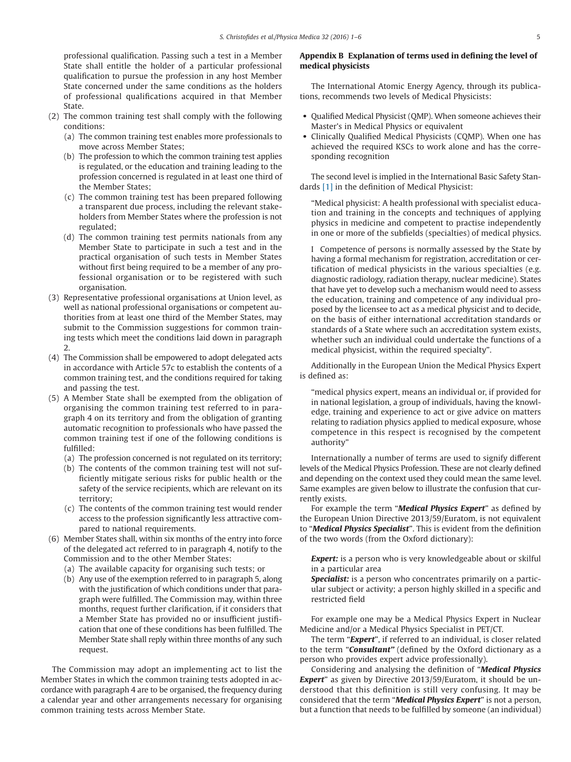professional qualification. Passing such a test in a Member State shall entitle the holder of a particular professional qualification to pursue the profession in any host Member State concerned under the same conditions as the holders of professional qualifications acquired in that Member State.

(2) The common training test shall comply with the following conditions:
   (a) The common training test enables more professionals to move across Member States;
   (b) The profession to which the common training test applies is regulated, or the education and training leading to the profession concerned is regulated in at least one third of the Member States;
   (c) The common training test has been prepared following a transparent due process, including the relevant stakeholders from Member States where the profession is not regulated;
   (d) The common training test permits nationals from any Member State to participate in such a test and in the practical organisation of such tests in Member States without first being required to be a member of any professional organisation or to be registered with such organisation.
(3) Representative professional organisations at Union level, as well as national professional organisations or competent authorities from at least one third of the Member States, may submit to the Commission suggestions for common training tests which meet the conditions laid down in paragraph 2.
(4) The Commission shall be empowered to adopt delegated acts in accordance with Article 57c to establish the contents of a common training test, and the conditions required for taking and passing the test.
(5) A Member State shall be exempted from the obligation of organising the common training test referred to in paragraph 4 on its territory and from the obligation of granting automatic recognition to professionals who have passed the common training test if one of the following conditions is fulfilled:
   (a) The profession concerned is not regulated on its territory;
   (b) The contents of the common training test will not sufficiently mitigate serious risks for public health or the safety of the service recipients, which are relevant on its territory;
   (c) The contents of the common training test would render access to the profession significantly less attractive compared to national requirements.
(6) Member States shall, within six months of the entry into force of the delegated act referred to in paragraph 4, notify to the Commission and to the other Member States:
   (a) The available capacity for organising such tests; or
   (b) Any use of the exemption referred to in paragraph 5, along with the justification of which conditions under that paragraph were fulfilled. The Commission may, within three months, request further clarification, if it considers that a Member State has provided no or insufficient justification that one of these conditions has been fulfilled. The Member State shall reply within three months of any such request.

The Commission may adopt an implementing act to list the Member States in which the common training tests adopted in accordance with paragraph 4 are to be organised, the frequency during a calendar year and other arrangements necessary for organising common training tests across Member State.

## Appendix B Explanation of terms used in defining the level of medical physicists

The International Atomic Energy Agency, through its publications, recommends two levels of Medical Physicists:

- Qualified Medical Physicist (QMP). When someone achieves their Master's in Medical Physics or equivalent
- Clinically Qualified Medical Physicists (CQMP). When one has achieved the required KSCs to work alone and has the corresponding recognition

The second level is implied in the International Basic Safety Standards [1] in the definition of Medical Physicist:

> "Medical physicist: A health professional with specialist education and training in the concepts and techniques of applying physics in medicine and competent to practise independently in one or more of the subfields (specialties) of medical physics.
>
> I Competence of persons is normally assessed by the State by having a formal mechanism for registration, accreditation or certification of medical physicists in the various specialties (e.g. diagnostic radiology, radiation therapy, nuclear medicine). States that have yet to develop such a mechanism would need to assess the education, training and competence of any individual proposed by the licensee to act as a medical physicist and to decide, on the basis of either international accreditation standards or standards of a State where such an accreditation system exists, whether such an individual could undertake the functions of a medical physicist, within the required specialty".

Additionally in the European Union the Medical Physics Expert is defined as:

> "medical physics expert, means an individual or, if provided for in national legislation, a group of individuals, having the knowledge, training and experience to act or give advice on matters relating to radiation physics applied to medical exposure, whose competence in this respect is recognised by the competent authority"

Internationally a number of terms are used to signify different levels of the Medical Physics Profession. These are not clearly defined and depending on the context used they could mean the same level. Same examples are given below to illustrate the confusion that currently exists.

For example the term "***Medical Physics Expert***" as defined by the European Union Directive 2013/59/Euratom, is not equivalent to "***Medical Physics Specialist***". This is evident from the definition of the two words (from the Oxford dictionary):

> ***Expert:*** is a person who is very knowledgeable about or skilful in a particular area
>
> ***Specialist:*** is a person who concentrates primarily on a particular subject or activity; a person highly skilled in a specific and restricted field

For example one may be a Medical Physics Expert in Nuclear Medicine and/or a Medical Physics Specialist in PET/CT.

The term "***Expert***", if referred to an individual, is closer related to the term "***Consultant"*** (defined by the Oxford dictionary as a person who provides expert advice professionally).

Considering and analysing the definition of "***Medical Physics Expert***" as given by Directive 2013/59/Euratom, it should be understood that this definition is still very confusing. It may be considered that the term "***Medical Physics Expert***" is not a person, but a function that needs to be fulfilled by someone (an individual)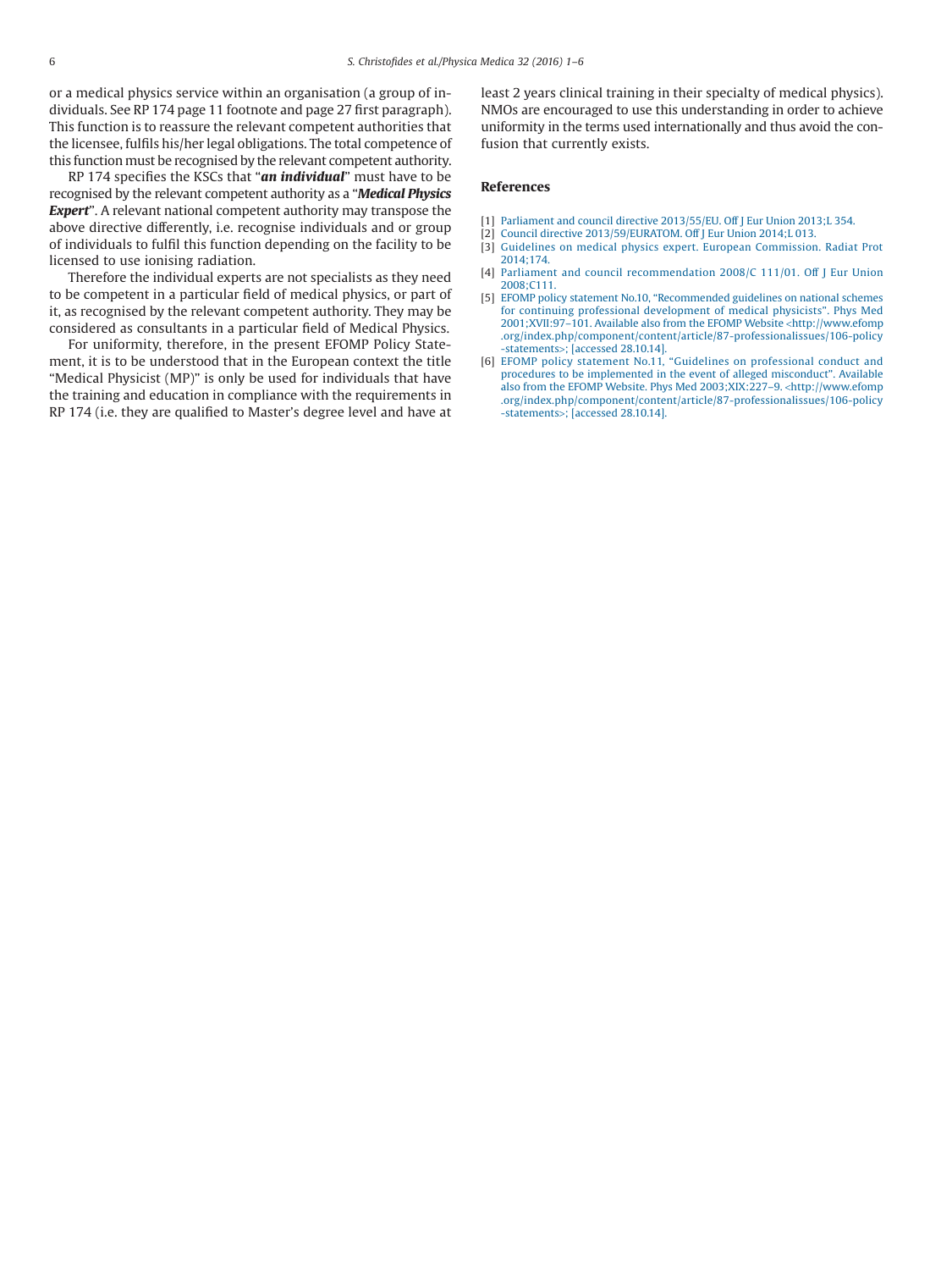or a medical physics service within an organisation (a group of individuals. See RP 174 page 11 footnote and page 27 first paragraph). This function is to reassure the relevant competent authorities that the licensee, fulfils his/her legal obligations. The total competence of this function must be recognised by the relevant competent authority.

RP 174 specifies the KSCs that "***an individual***" must have to be recognised by the relevant competent authority as a "***Medical Physics Expert***". A relevant national competent authority may transpose the above directive differently, i.e. recognise individuals and or group of individuals to fulfil this function depending on the facility to be licensed to use ionising radiation.

Therefore the individual experts are not specialists as they need to be competent in a particular field of medical physics, or part of it, as recognised by the relevant competent authority. They may be considered as consultants in a particular field of Medical Physics.

For uniformity, therefore, in the present EFOMP Policy Statement, it is to be understood that in the European context the title "Medical Physicist (MP)" is only be used for individuals that have the training and education in compliance with the requirements in RP 174 (i.e. they are qualified to Master's degree level and have at least 2 years clinical training in their specialty of medical physics). NMOs are encouraged to use this understanding in order to achieve uniformity in the terms used internationally and thus avoid the confusion that currently exists.

## References

[1] Parliament and council directive 2013/55/EU. Off J Eur Union 2013;L 354.

[2] Council directive 2013/59/EURATOM. Off J Eur Union 2014;L 013.

[3] Guidelines on medical physics expert. European Commission. Radiat Prot 2014;174.

[4] Parliament and council recommendation 2008/C 111/01. Off J Eur Union 2008;C111.

[5] EFOMP policy statement No.10, "Recommended guidelines on national schemes for continuing professional development of medical physicists". Phys Med 2001;XVII:97–101. Available also from the EFOMP Website <http://www.efomp.org/index.php/component/content/article/87-professionalissues/106-policy-statements>; [accessed 28.10.14].

[6] EFOMP policy statement No.11, "Guidelines on professional conduct and procedures to be implemented in the event of alleged misconduct". Available also from the EFOMP Website. Phys Med 2003;XIX:227–9. <http://www.efomp.org/index.php/component/content/article/87-professionalissues/106-policy-statements>; [accessed 28.10.14].